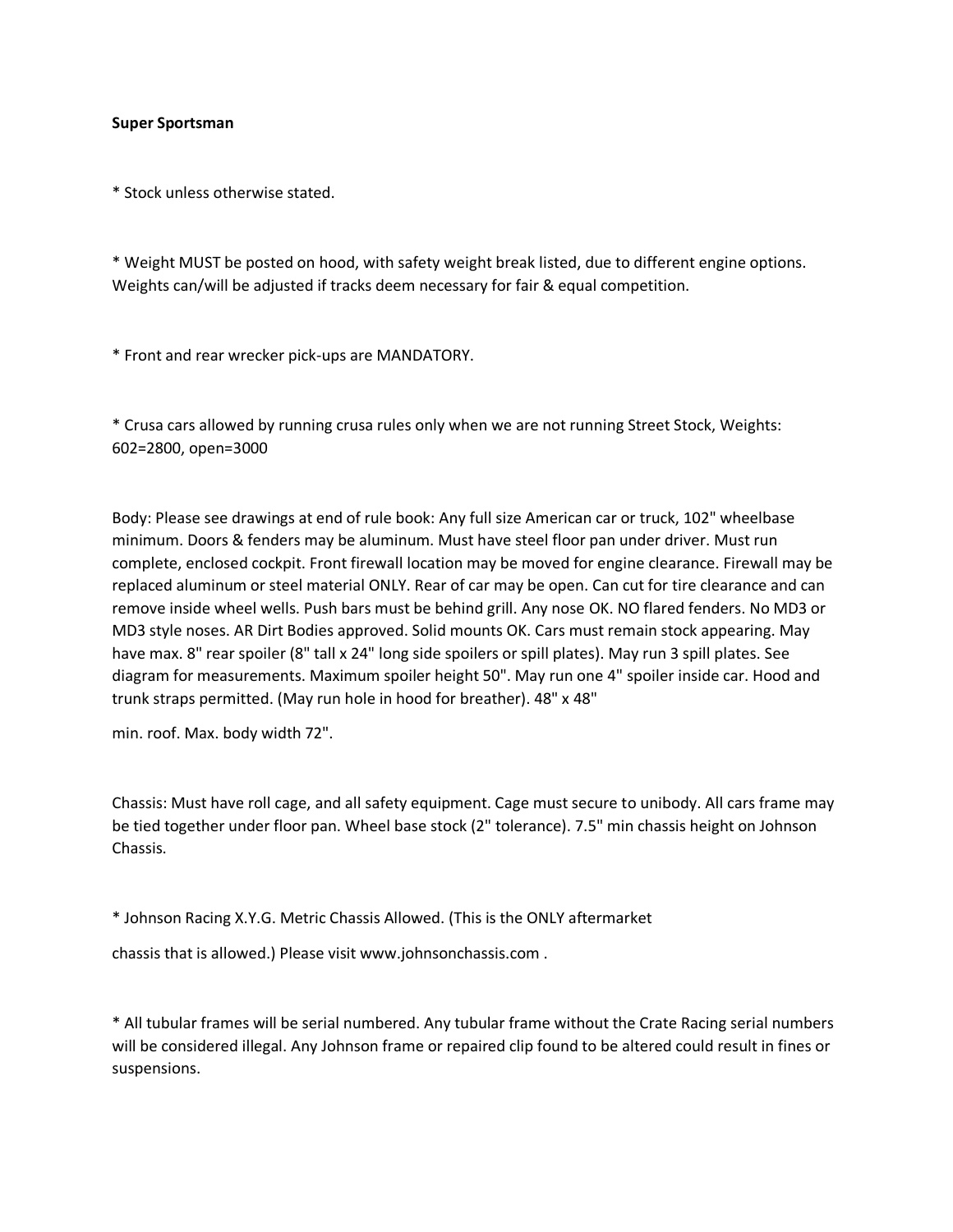**Super Sportsman**

* Stock unless otherwise stated.

* Weight MUST be posted on hood, with safety weight break listed, due to different engine options. Weights can/will be adjusted if tracks deem necessary for fair & equal competition.

* Front and rear wrecker pick-ups are MANDATORY.

* Crusa cars allowed by running crusa rules only when we are not running Street Stock, Weights: 602=2800, open=3000

Body: Please see drawings at end of rule book: Any full size American car or truck, 102" wheelbase minimum. Doors & fenders may be aluminum. Must have steel floor pan under driver. Must run complete, enclosed cockpit. Front firewall location may be moved for engine clearance. Firewall may be replaced aluminum or steel material ONLY. Rear of car may be open. Can cut for tire clearance and can remove inside wheel wells. Push bars must be behind grill. Any nose OK. NO flared fenders. No MD3 or MD3 style noses. AR Dirt Bodies approved. Solid mounts OK. Cars must remain stock appearing. May have max. 8" rear spoiler (8" tall x 24" long side spoilers or spill plates). May run 3 spill plates. See diagram for measurements. Maximum spoiler height 50". May run one 4" spoiler inside car. Hood and trunk straps permitted. (May run hole in hood for breather). 48" x 48"

min. roof. Max. body width 72".

Chassis: Must have roll cage, and all safety equipment. Cage must secure to unibody. All cars frame may be tied together under floor pan. Wheel base stock (2" tolerance). 7.5" min chassis height on Johnson Chassis.

* Johnson Racing X.Y.G. Metric Chassis Allowed. (This is the ONLY aftermarket

chassis that is allowed.) Please visit www.johnsonchassis.com .

* All tubular frames will be serial numbered. Any tubular frame without the Crate Racing serial numbers will be considered illegal. Any Johnson frame or repaired clip found to be altered could result in fines or suspensions.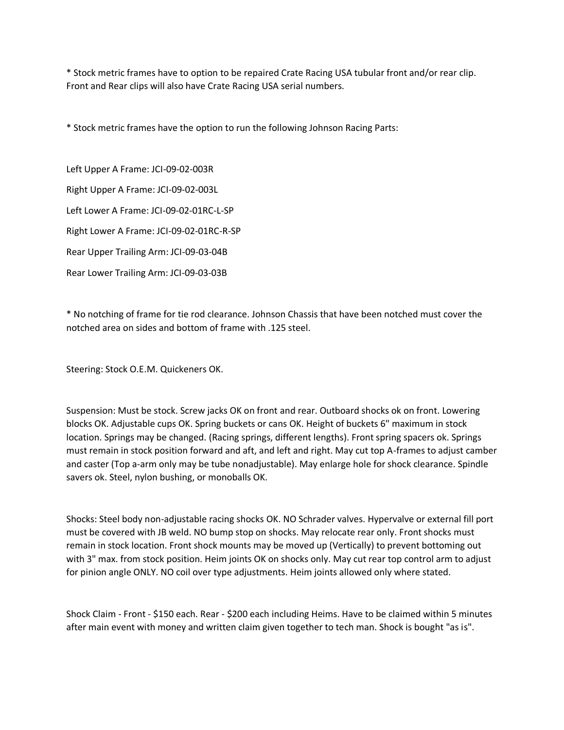* Stock metric frames have to option to be repaired Crate Racing USA tubular front and/or rear clip. Front and Rear clips will also have Crate Racing USA serial numbers.

* Stock metric frames have the option to run the following Johnson Racing Parts:

Left Upper A Frame: JCI-09-02-003R

Right Upper A Frame: JCI-09-02-003L

Left Lower A Frame: JCI-09-02-01RC-L-SP

Right Lower A Frame: JCI-09-02-01RC-R-SP

Rear Upper Trailing Arm: JCI-09-03-04B

Rear Lower Trailing Arm: JCI-09-03-03B

* No notching of frame for tie rod clearance. Johnson Chassis that have been notched must cover the notched area on sides and bottom of frame with .125 steel.

Steering: Stock O.E.M. Quickeners OK.

Suspension: Must be stock. Screw jacks OK on front and rear. Outboard shocks ok on front. Lowering blocks OK. Adjustable cups OK. Spring buckets or cans OK. Height of buckets 6" maximum in stock location. Springs may be changed. (Racing springs, different lengths). Front spring spacers ok. Springs must remain in stock position forward and aft, and left and right. May cut top A-frames to adjust camber and caster (Top a-arm only may be tube nonadjustable). May enlarge hole for shock clearance. Spindle savers ok. Steel, nylon bushing, or monoballs OK.

Shocks: Steel body non-adjustable racing shocks OK. NO Schrader valves. Hypervalve or external fill port must be covered with JB weld. NO bump stop on shocks. May relocate rear only. Front shocks must remain in stock location. Front shock mounts may be moved up (Vertically) to prevent bottoming out with 3" max. from stock position. Heim joints OK on shocks only. May cut rear top control arm to adjust for pinion angle ONLY. NO coil over type adjustments. Heim joints allowed only where stated.

Shock Claim - Front - $150 each. Rear - $200 each including Heims. Have to be claimed within 5 minutes after main event with money and written claim given together to tech man. Shock is bought "as is".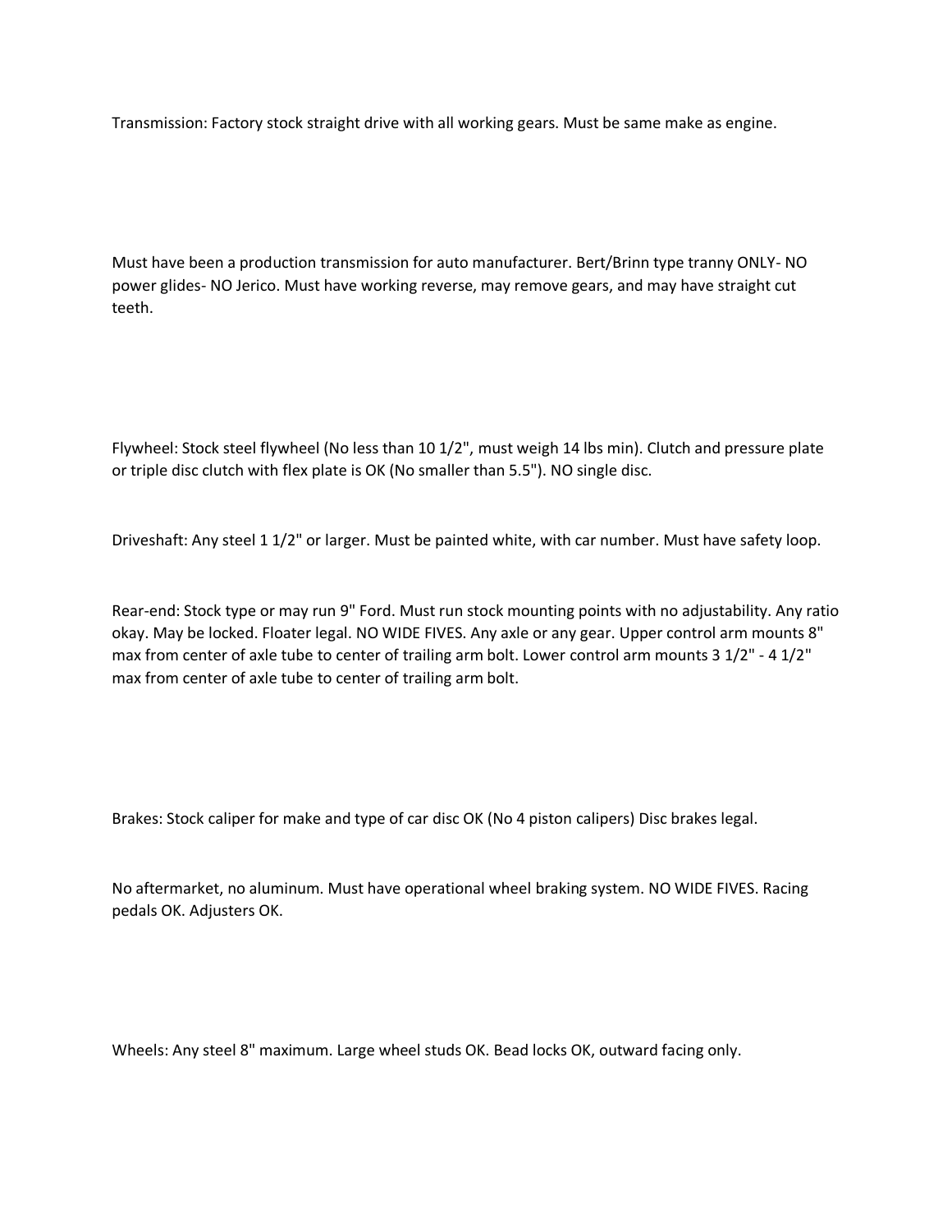Transmission: Factory stock straight drive with all working gears. Must be same make as engine.

Must have been a production transmission for auto manufacturer. Bert/Brinn type tranny ONLY- NO power glides- NO Jerico. Must have working reverse, may remove gears, and may have straight cut teeth.

Flywheel: Stock steel flywheel (No less than 10 1/2", must weigh 14 lbs min). Clutch and pressure plate or triple disc clutch with flex plate is OK (No smaller than 5.5"). NO single disc.

Driveshaft: Any steel 1 1/2" or larger. Must be painted white, with car number. Must have safety loop.

Rear-end: Stock type or may run 9" Ford. Must run stock mounting points with no adjustability. Any ratio okay. May be locked. Floater legal. NO WIDE FIVES. Any axle or any gear. Upper control arm mounts 8" max from center of axle tube to center of trailing arm bolt. Lower control arm mounts 3 1/2" - 4 1/2" max from center of axle tube to center of trailing arm bolt.

Brakes: Stock caliper for make and type of car disc OK (No 4 piston calipers) Disc brakes legal.

No aftermarket, no aluminum. Must have operational wheel braking system. NO WIDE FIVES. Racing pedals OK. Adjusters OK.

Wheels: Any steel 8" maximum. Large wheel studs OK. Bead locks OK, outward facing only.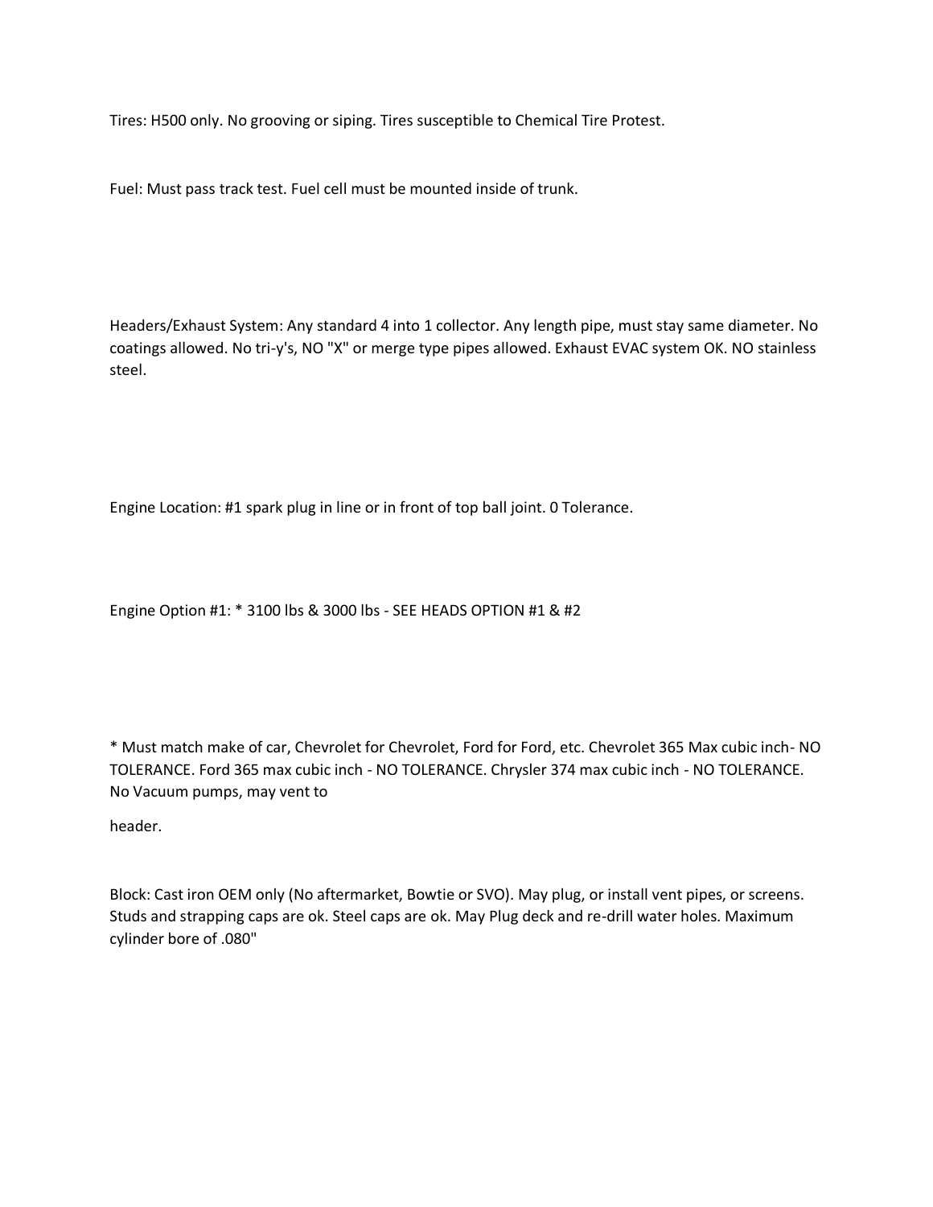Tires: H500 only. No grooving or siping. Tires susceptible to Chemical Tire Protest.

Fuel: Must pass track test. Fuel cell must be mounted inside of trunk.

Headers/Exhaust System: Any standard 4 into 1 collector. Any length pipe, must stay same diameter. No coatings allowed. No tri-y's, NO "X" or merge type pipes allowed. Exhaust EVAC system OK. NO stainless steel.

Engine Location: #1 spark plug in line or in front of top ball joint. 0 Tolerance.

Engine Option #1: * 3100 lbs & 3000 lbs - SEE HEADS OPTION #1 & #2

* Must match make of car, Chevrolet for Chevrolet, Ford for Ford, etc. Chevrolet 365 Max cubic inch- NO TOLERANCE. Ford 365 max cubic inch - NO TOLERANCE. Chrysler 374 max cubic inch - NO TOLERANCE. No Vacuum pumps, may vent to header.

Block: Cast iron OEM only (No aftermarket, Bowtie or SVO). May plug, or install vent pipes, or screens. Studs and strapping caps are ok. Steel caps are ok. May Plug deck and re-drill water holes. Maximum cylinder bore of .080"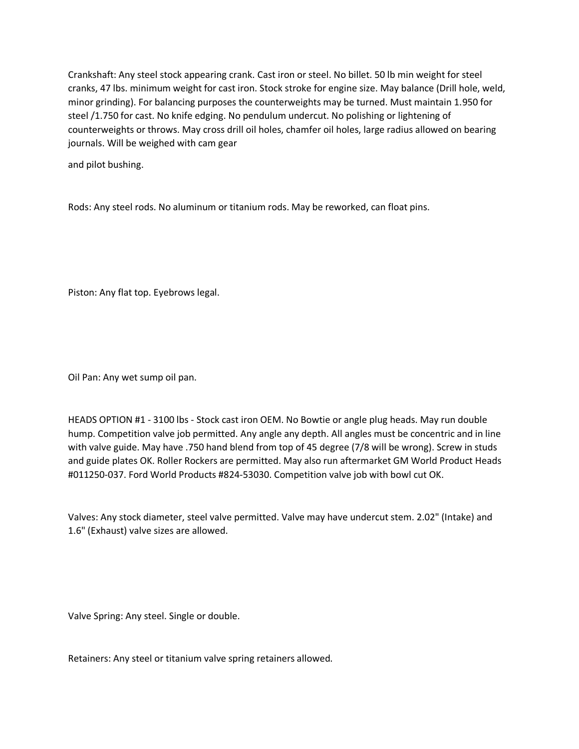Crankshaft: Any steel stock appearing crank. Cast iron or steel. No billet. 50 lb min weight for steel cranks, 47 lbs. minimum weight for cast iron. Stock stroke for engine size. May balance (Drill hole, weld, minor grinding). For balancing purposes the counterweights may be turned. Must maintain 1.950 for steel /1.750 for cast. No knife edging. No pendulum undercut. No polishing or lightening of counterweights or throws. May cross drill oil holes, chamfer oil holes, large radius allowed on bearing journals. Will be weighed with cam gear

and pilot bushing.

Rods: Any steel rods. No aluminum or titanium rods. May be reworked, can float pins.

Piston: Any flat top. Eyebrows legal.

Oil Pan: Any wet sump oil pan.

HEADS OPTION #1 - 3100 lbs - Stock cast iron OEM. No Bowtie or angle plug heads. May run double hump. Competition valve job permitted. Any angle any depth. All angles must be concentric and in line with valve guide. May have .750 hand blend from top of 45 degree (7/8 will be wrong). Screw in studs and guide plates OK. Roller Rockers are permitted. May also run aftermarket GM World Product Heads #011250-037. Ford World Products #824-53030. Competition valve job with bowl cut OK.

Valves: Any stock diameter, steel valve permitted. Valve may have undercut stem. 2.02" (Intake) and 1.6" (Exhaust) valve sizes are allowed.

Valve Spring: Any steel. Single or double.

Retainers: Any steel or titanium valve spring retainers allowed.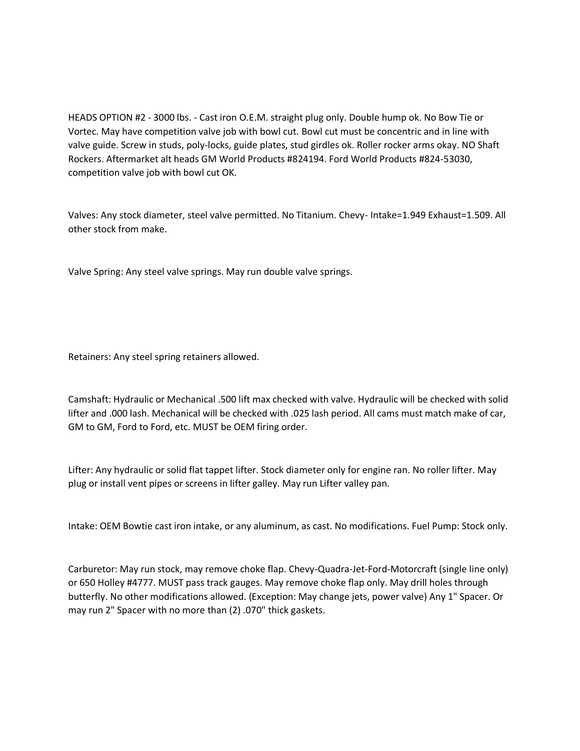HEADS OPTION #2 - 3000 lbs. - Cast iron O.E.M. straight plug only. Double hump ok. No Bow Tie or Vortec. May have competition valve job with bowl cut. Bowl cut must be concentric and in line with valve guide. Screw in studs, poly-locks, guide plates, stud girdles ok. Roller rocker arms okay. NO Shaft Rockers. Aftermarket alt heads GM World Products #824194. Ford World Products #824-53030, competition valve job with bowl cut OK.

Valves: Any stock diameter, steel valve permitted. No Titanium. Chevy- Intake=1.949 Exhaust=1.509. All other stock from make.

Valve Spring: Any steel valve springs. May run double valve springs.

Retainers: Any steel spring retainers allowed.

Camshaft: Hydraulic or Mechanical .500 lift max checked with valve. Hydraulic will be checked with solid lifter and .000 lash. Mechanical will be checked with .025 lash period. All cams must match make of car, GM to GM, Ford to Ford, etc. MUST be OEM firing order.

Lifter: Any hydraulic or solid flat tappet lifter. Stock diameter only for engine ran. No roller lifter. May plug or install vent pipes or screens in lifter galley. May run Lifter valley pan.

Intake: OEM Bowtie cast iron intake, or any aluminum, as cast. No modifications. Fuel Pump: Stock only.

Carburetor: May run stock, may remove choke flap. Chevy-Quadra-Jet-Ford-Motorcraft (single line only) or 650 Holley #4777. MUST pass track gauges. May remove choke flap only. May drill holes through butterfly. No other modifications allowed. (Exception: May change jets, power valve) Any 1" Spacer. Or may run 2" Spacer with no more than (2) .070" thick gaskets.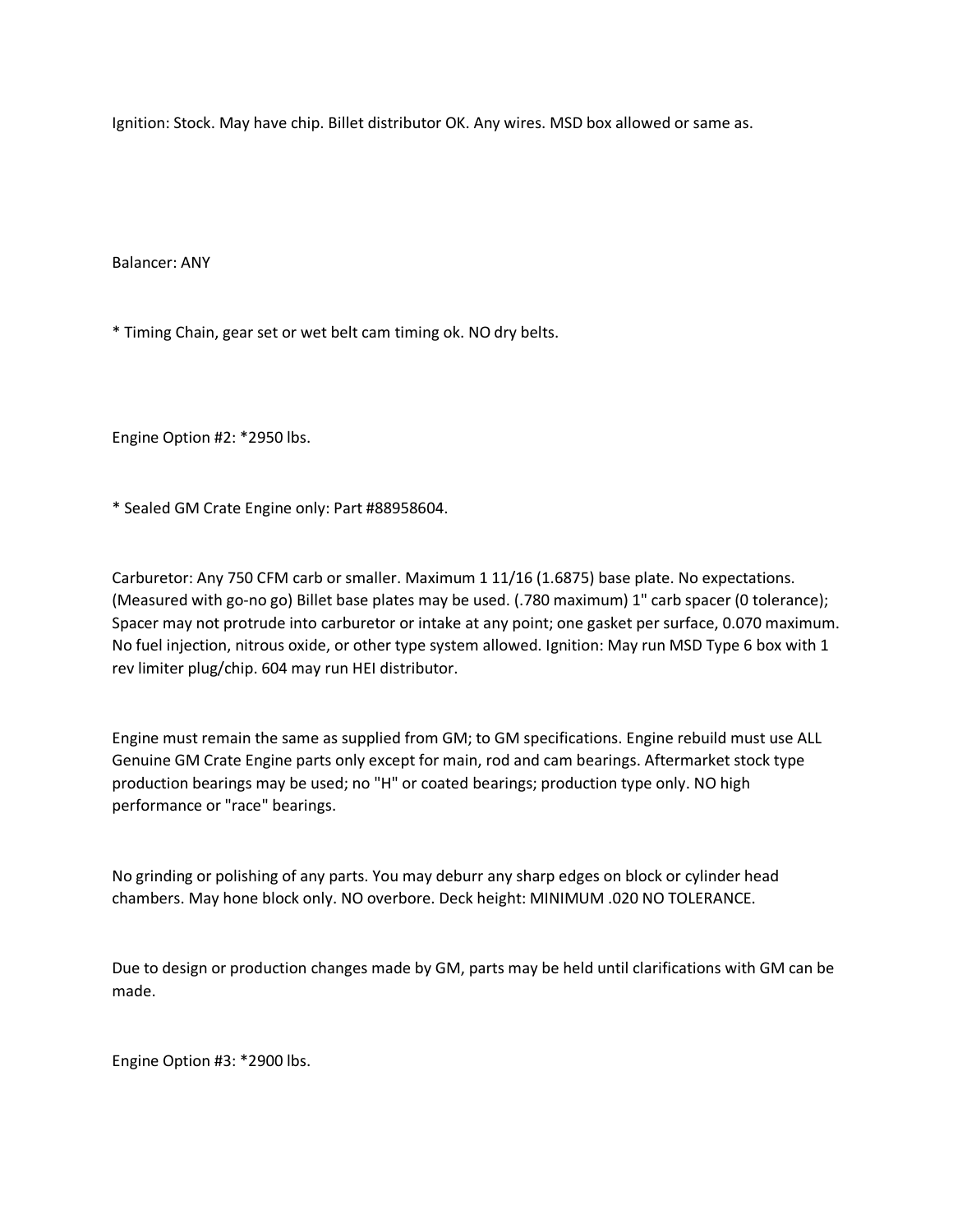Ignition: Stock. May have chip. Billet distributor OK. Any wires. MSD box allowed or same as.

Balancer: ANY

* Timing Chain, gear set or wet belt cam timing ok. NO dry belts.

Engine Option #2: *2950 lbs.

* Sealed GM Crate Engine only: Part #88958604.

Carburetor: Any 750 CFM carb or smaller. Maximum 1 11/16 (1.6875) base plate. No expectations. (Measured with go-no go) Billet base plates may be used. (.780 maximum) 1" carb spacer (0 tolerance); Spacer may not protrude into carburetor or intake at any point; one gasket per surface, 0.070 maximum. No fuel injection, nitrous oxide, or other type system allowed. Ignition: May run MSD Type 6 box with 1 rev limiter plug/chip. 604 may run HEI distributor.

Engine must remain the same as supplied from GM; to GM specifications. Engine rebuild must use ALL Genuine GM Crate Engine parts only except for main, rod and cam bearings. Aftermarket stock type production bearings may be used; no "H" or coated bearings; production type only. NO high performance or "race" bearings.

No grinding or polishing of any parts. You may deburr any sharp edges on block or cylinder head chambers. May hone block only. NO overbore. Deck height: MINIMUM .020 NO TOLERANCE.

Due to design or production changes made by GM, parts may be held until clarifications with GM can be made.

Engine Option #3: *2900 lbs.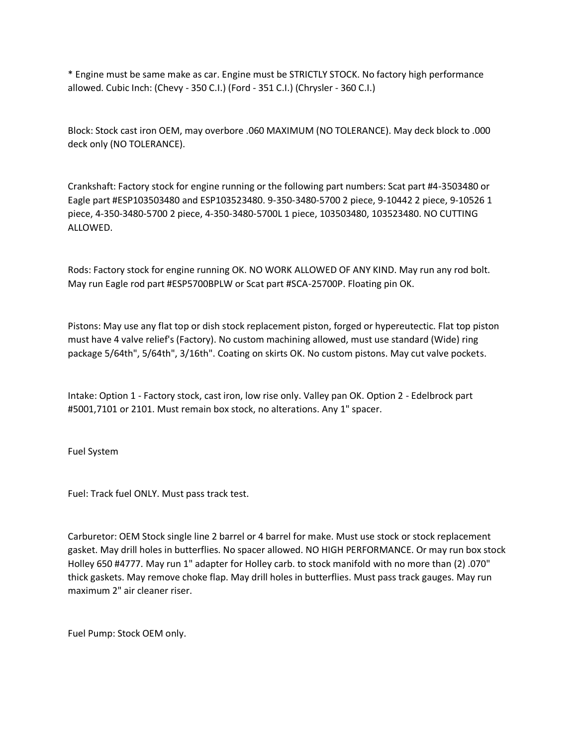* Engine must be same make as car. Engine must be STRICTLY STOCK. No factory high performance allowed. Cubic Inch: (Chevy - 350 C.I.) (Ford - 351 C.I.) (Chrysler - 360 C.I.)

Block: Stock cast iron OEM, may overbore .060 MAXIMUM (NO TOLERANCE). May deck block to .000 deck only (NO TOLERANCE).

Crankshaft: Factory stock for engine running or the following part numbers: Scat part #4-3503480 or Eagle part #ESP103503480 and ESP103523480. 9-350-3480-5700 2 piece, 9-10442 2 piece, 9-10526 1 piece, 4-350-3480-5700 2 piece, 4-350-3480-5700L 1 piece, 103503480, 103523480. NO CUTTING ALLOWED.

Rods: Factory stock for engine running OK. NO WORK ALLOWED OF ANY KIND. May run any rod bolt. May run Eagle rod part #ESP5700BPLW or Scat part #SCA-25700P. Floating pin OK.

Pistons: May use any flat top or dish stock replacement piston, forged or hypereutectic. Flat top piston must have 4 valve relief's (Factory). No custom machining allowed, must use standard (Wide) ring package 5/64th", 5/64th", 3/16th". Coating on skirts OK. No custom pistons. May cut valve pockets.

Intake: Option 1 - Factory stock, cast iron, low rise only. Valley pan OK. Option 2 - Edelbrock part #5001,7101 or 2101. Must remain box stock, no alterations. Any 1" spacer.

Fuel System

Fuel: Track fuel ONLY. Must pass track test.

Carburetor: OEM Stock single line 2 barrel or 4 barrel for make. Must use stock or stock replacement gasket. May drill holes in butterflies. No spacer allowed. NO HIGH PERFORMANCE. Or may run box stock Holley 650 #4777. May run 1" adapter for Holley carb. to stock manifold with no more than (2) .070" thick gaskets. May remove choke flap. May drill holes in butterflies. Must pass track gauges. May run maximum 2" air cleaner riser.

Fuel Pump: Stock OEM only.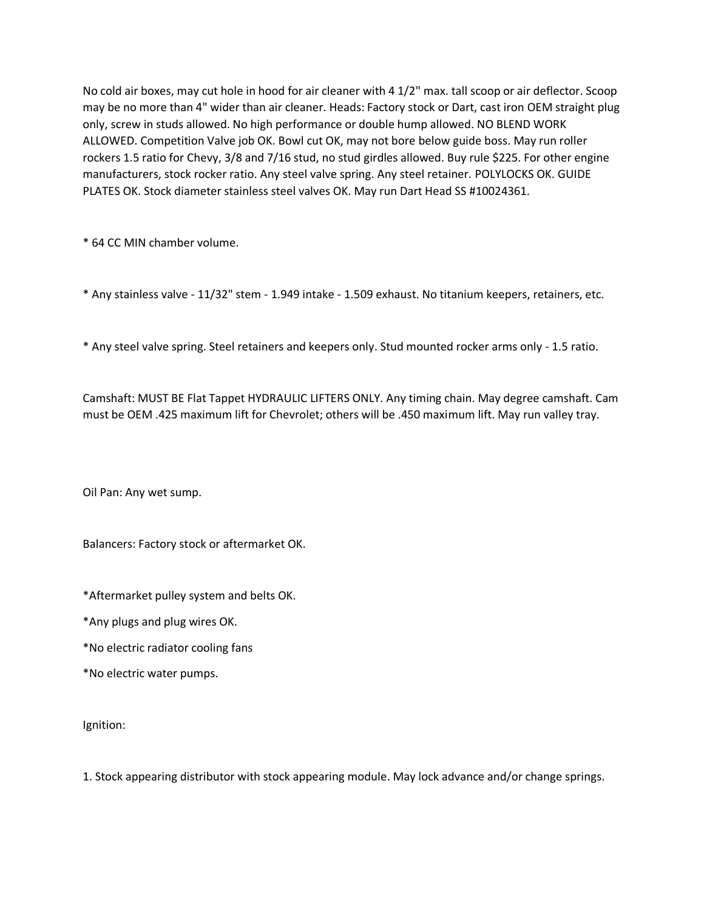No cold air boxes, may cut hole in hood for air cleaner with 4 1/2" max. tall scoop or air deflector. Scoop may be no more than 4" wider than air cleaner. Heads: Factory stock or Dart, cast iron OEM straight plug only, screw in studs allowed. No high performance or double hump allowed. NO BLEND WORK ALLOWED. Competition Valve job OK. Bowl cut OK, may not bore below guide boss. May run roller rockers 1.5 ratio for Chevy, 3/8 and 7/16 stud, no stud girdles allowed. Buy rule $225. For other engine manufacturers, stock rocker ratio. Any steel valve spring. Any steel retainer. POLYLOCKS OK. GUIDE PLATES OK. Stock diameter stainless steel valves OK. May run Dart Head SS #10024361.

* 64 CC MIN chamber volume.

* Any stainless valve - 11/32" stem - 1.949 intake - 1.509 exhaust. No titanium keepers, retainers, etc.

* Any steel valve spring. Steel retainers and keepers only. Stud mounted rocker arms only - 1.5 ratio.

Camshaft: MUST BE Flat Tappet HYDRAULIC LIFTERS ONLY. Any timing chain. May degree camshaft. Cam must be OEM .425 maximum lift for Chevrolet; others will be .450 maximum lift. May run valley tray.

Oil Pan: Any wet sump.

Balancers: Factory stock or aftermarket OK.

*Aftermarket pulley system and belts OK.

*Any plugs and plug wires OK.

*No electric radiator cooling fans

*No electric water pumps.

Ignition:

1. Stock appearing distributor with stock appearing module. May lock advance and/or change springs.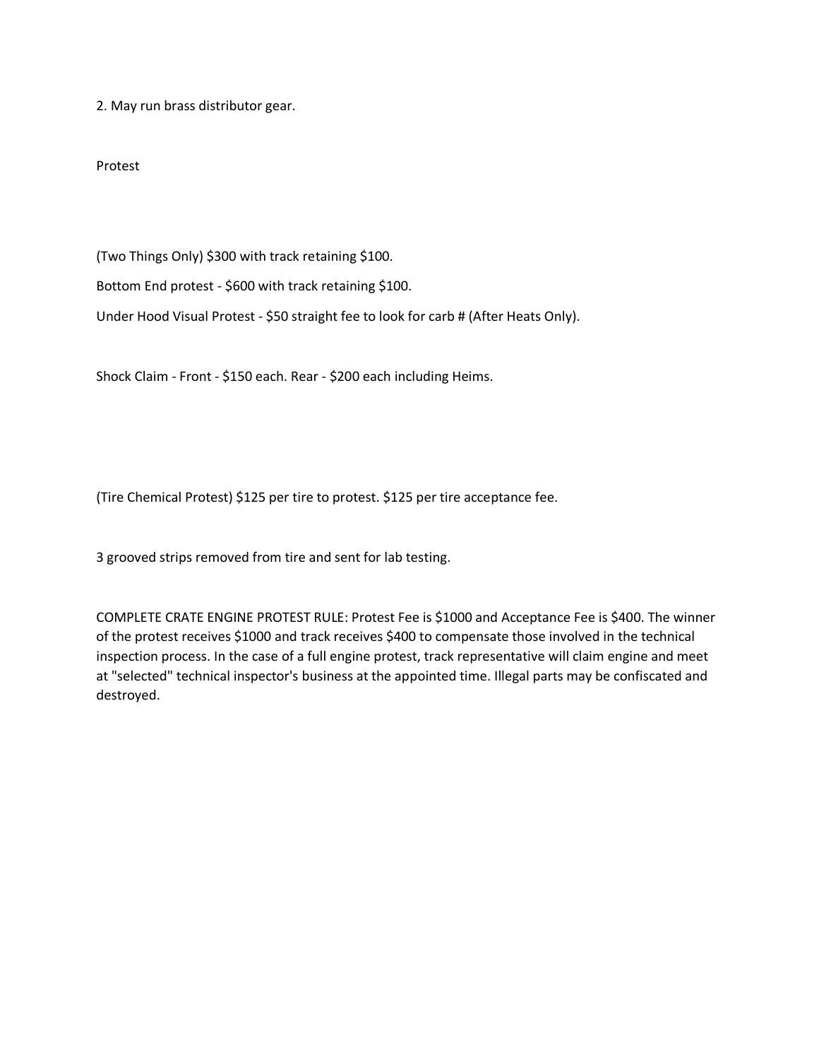2. May run brass distributor gear.

Protest

(Two Things Only) $300 with track retaining $100.

Bottom End protest - $600 with track retaining $100.

Under Hood Visual Protest - $50 straight fee to look for carb # (After Heats Only).

Shock Claim - Front - $150 each. Rear - $200 each including Heims.

(Tire Chemical Protest) $125 per tire to protest. $125 per tire acceptance fee.

3 grooved strips removed from tire and sent for lab testing.

COMPLETE CRATE ENGINE PROTEST RULE: Protest Fee is $1000 and Acceptance Fee is $400. The winner of the protest receives $1000 and track receives $400 to compensate those involved in the technical inspection process. In the case of a full engine protest, track representative will claim engine and meet at "selected" technical inspector's business at the appointed time. Illegal parts may be confiscated and destroyed.